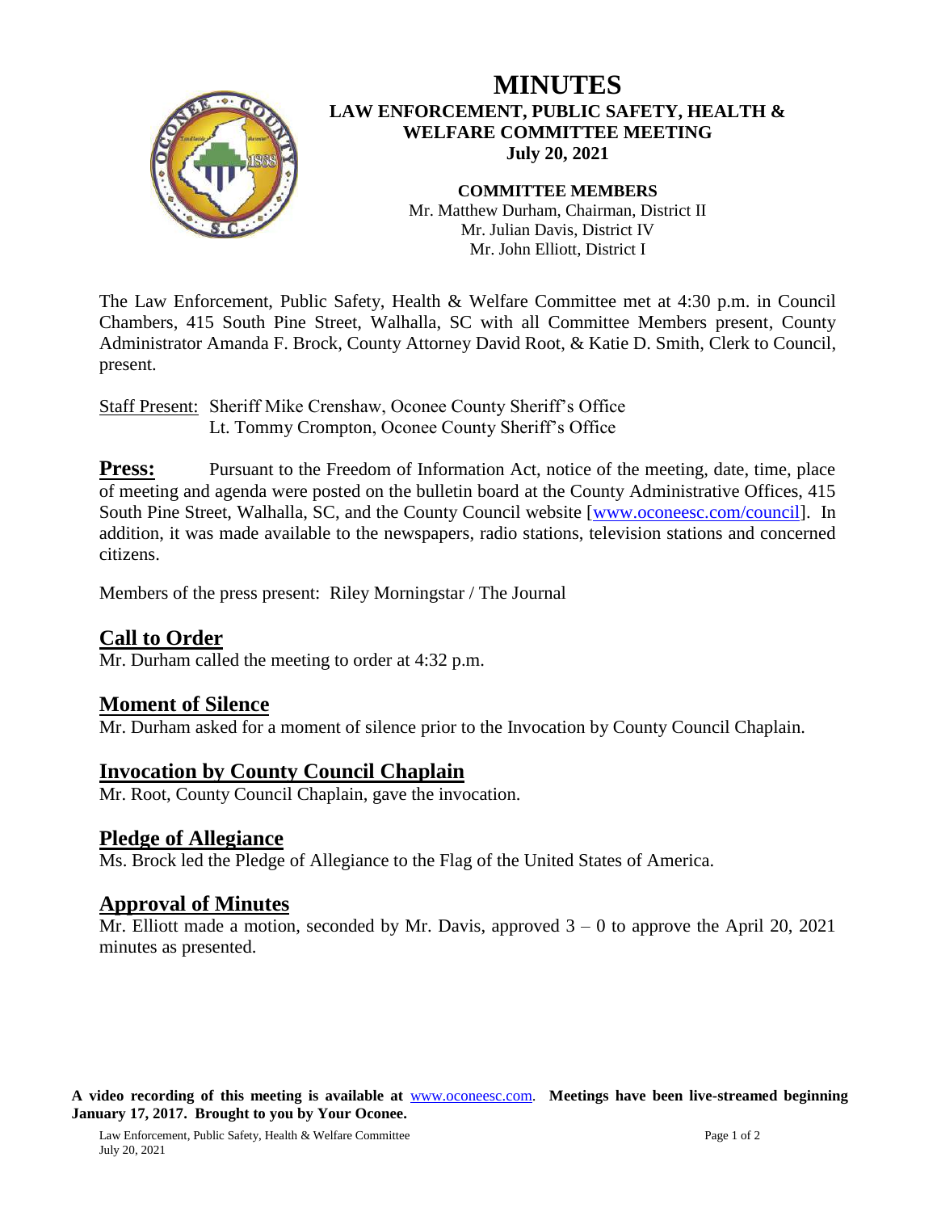# MINUTES

## LAW ENFORCEMENT, PUBLIC SAFETY, HEALTH & WELFARE COMMITTEE MEETING

**July 20, 2021**

**COMMITTEE MEMBERS**

Mr. Matthew Durham, Chairman, District II
Mr. Julian Davis, District IV
Mr. John Elliott, District I

The Law Enforcement, Public Safety, Health & Welfare Committee met at 4:30 p.m. in Council Chambers, 415 South Pine Street, Walhalla, SC with all Committee Members present, County Administrator Amanda F. Brock, County Attorney David Root, & Katie D. Smith, Clerk to Council, present.

Staff Present: Sheriff Mike Crenshaw, Oconee County Sheriff's Office
Lt. Tommy Crompton, Oconee County Sheriff's Office

**Press:** Pursuant to the Freedom of Information Act, notice of the meeting, date, time, place of meeting and agenda were posted on the bulletin board at the County Administrative Offices, 415 South Pine Street, Walhalla, SC, and the County Council website [www.oconeesc.com/council]. In addition, it was made available to the newspapers, radio stations, television stations and concerned citizens.

Members of the press present: Riley Morningstar / The Journal

## Call to Order

Mr. Durham called the meeting to order at 4:32 p.m.

## Moment of Silence

Mr. Durham asked for a moment of silence prior to the Invocation by County Council Chaplain.

## Invocation by County Council Chaplain

Mr. Root, County Council Chaplain, gave the invocation.

## Pledge of Allegiance

Ms. Brock led the Pledge of Allegiance to the Flag of the United States of America.

## Approval of Minutes

Mr. Elliott made a motion, seconded by Mr. Davis, approved 3 – 0 to approve the April 20, 2021 minutes as presented.

**A video recording of this meeting is available at www.oconeesc.com. Meetings have been live-streamed beginning January 17, 2017. Brought to you by Your Oconee.**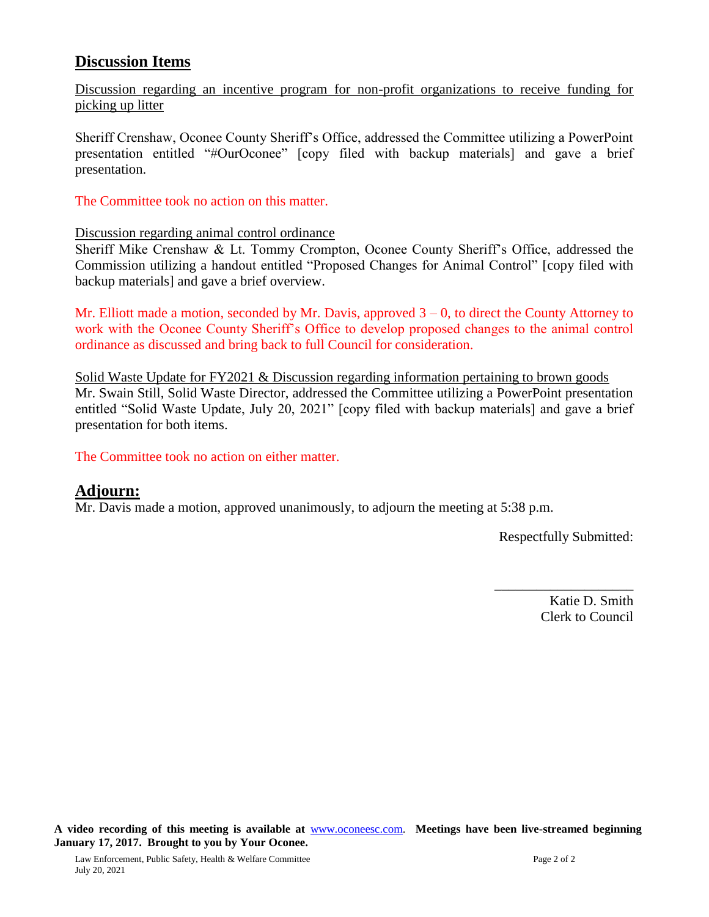## Discussion Items

Discussion regarding an incentive program for non-profit organizations to receive funding for picking up litter

Sheriff Crenshaw, Oconee County Sheriff's Office, addressed the Committee utilizing a PowerPoint presentation entitled "#OurOconee" [copy filed with backup materials] and gave a brief presentation.

The Committee took no action on this matter.

Discussion regarding animal control ordinance

Sheriff Mike Crenshaw & Lt. Tommy Crompton, Oconee County Sheriff's Office, addressed the Commission utilizing a handout entitled "Proposed Changes for Animal Control" [copy filed with backup materials] and gave a brief overview.

Mr. Elliott made a motion, seconded by Mr. Davis, approved 3 – 0, to direct the County Attorney to work with the Oconee County Sheriff's Office to develop proposed changes to the animal control ordinance as discussed and bring back to full Council for consideration.

Solid Waste Update for FY2021 & Discussion regarding information pertaining to brown goods

Mr. Swain Still, Solid Waste Director, addressed the Committee utilizing a PowerPoint presentation entitled "Solid Waste Update, July 20, 2021" [copy filed with backup materials] and gave a brief presentation for both items.

The Committee took no action on either matter.

## Adjourn:

Mr. Davis made a motion, approved unanimously, to adjourn the meeting at 5:38 p.m.

Respectfully Submitted:

\_\_\_\_\_\_\_\_\_\_\_\_\_\_\_\_\_\_\_\_

Katie D. Smith
Clerk to Council

**A video recording of this meeting is available at** www.oconeesc.com. **Meetings have been live-streamed beginning January 17, 2017. Brought to you by Your Oconee.**